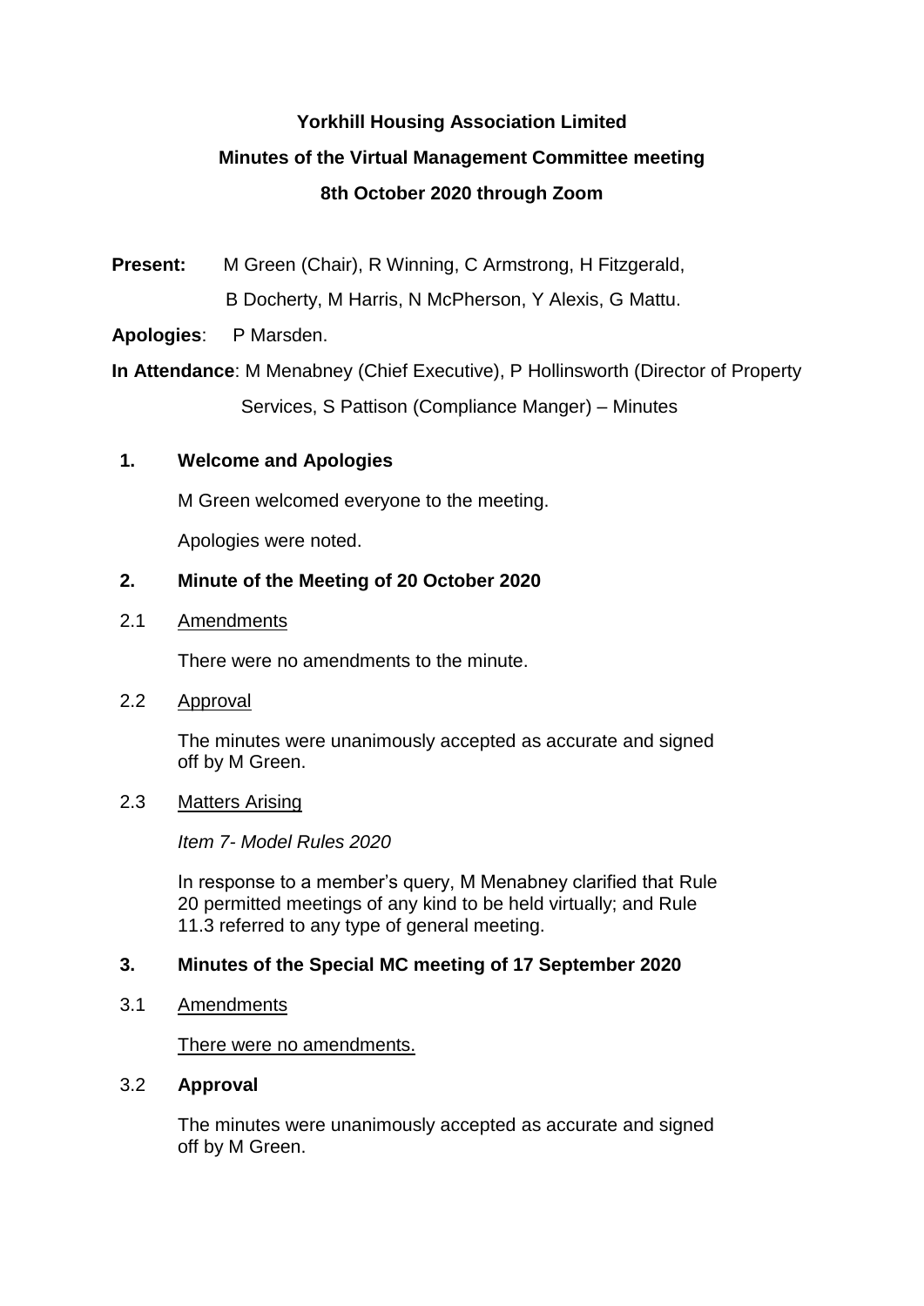**Yorkhill Housing Association Limited**

**Minutes of the Virtual Management Committee meeting**

**8th October 2020 through Zoom**

**Present:** M Green (Chair), R Winning, C Armstrong, H Fitzgerald, B Docherty, M Harris, N McPherson, Y Alexis, G Mattu.

**Apologies**: P Marsden.

**In Attendance**: M Menabney (Chief Executive), P Hollinsworth (Director of Property Services, S Pattison (Compliance Manger) – Minutes

## 1. Welcome and Apologies

M Green welcomed everyone to the meeting.

Apologies were noted.

## 2. Minute of the Meeting of 20 October 2020

2.1 Amendments

There were no amendments to the minute.

2.2 Approval

The minutes were unanimously accepted as accurate and signed off by M Green.

2.3 Matters Arising

*Item 7- Model Rules 2020*

In response to a member's query, M Menabney clarified that Rule 20 permitted meetings of any kind to be held virtually; and Rule 11.3 referred to any type of general meeting.

## 3. Minutes of the Special MC meeting of 17 September 2020

3.1 Amendments

There were no amendments.

3.2 **Approval**

The minutes were unanimously accepted as accurate and signed off by M Green.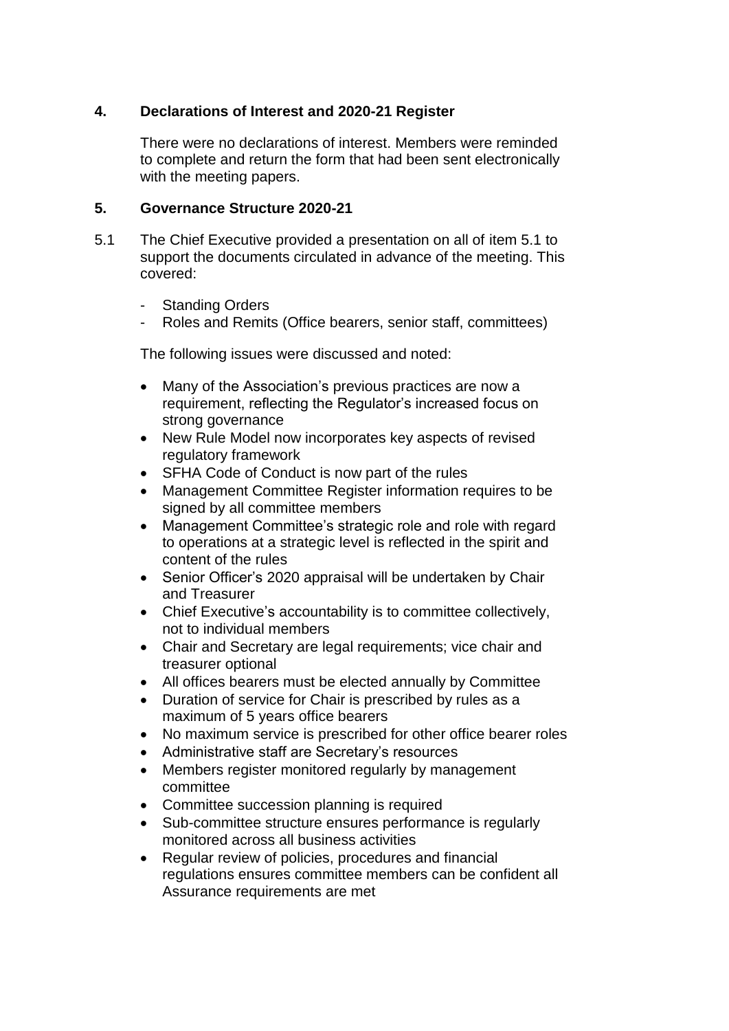**4. Declarations of Interest and 2020-21 Register**

There were no declarations of interest. Members were reminded to complete and return the form that had been sent electronically with the meeting papers.

**5. Governance Structure 2020-21**

5.1 The Chief Executive provided a presentation on all of item 5.1 to support the documents circulated in advance of the meeting. This covered:

- Standing Orders
- Roles and Remits (Office bearers, senior staff, committees)

The following issues were discussed and noted:

- Many of the Association's previous practices are now a requirement, reflecting the Regulator's increased focus on strong governance
- New Rule Model now incorporates key aspects of revised regulatory framework
- SFHA Code of Conduct is now part of the rules
- Management Committee Register information requires to be signed by all committee members
- Management Committee's strategic role and role with regard to operations at a strategic level is reflected in the spirit and content of the rules
- Senior Officer's 2020 appraisal will be undertaken by Chair and Treasurer
- Chief Executive's accountability is to committee collectively, not to individual members
- Chair and Secretary are legal requirements; vice chair and treasurer optional
- All offices bearers must be elected annually by Committee
- Duration of service for Chair is prescribed by rules as a maximum of 5 years office bearers
- No maximum service is prescribed for other office bearer roles
- Administrative staff are Secretary's resources
- Members register monitored regularly by management committee
- Committee succession planning is required
- Sub-committee structure ensures performance is regularly monitored across all business activities
- Regular review of policies, procedures and financial regulations ensures committee members can be confident all Assurance requirements are met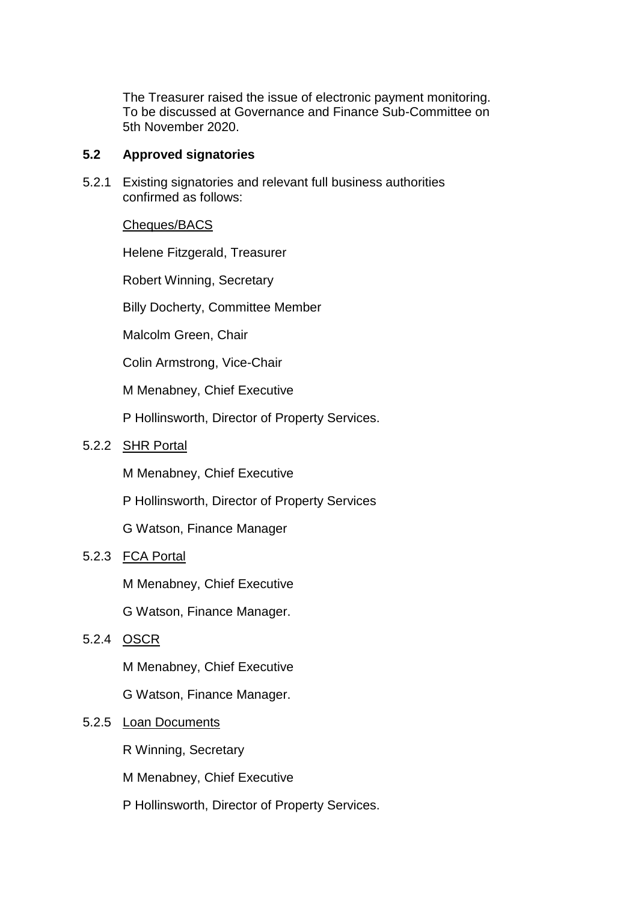The Treasurer raised the issue of electronic payment monitoring. To be discussed at Governance and Finance Sub-Committee on 5th November 2020.

### 5.2 Approved signatories

5.2.1 Existing signatories and relevant full business authorities confirmed as follows:

Cheques/BACS

Helene Fitzgerald, Treasurer

Robert Winning, Secretary

Billy Docherty, Committee Member

Malcolm Green, Chair

Colin Armstrong, Vice-Chair

M Menabney, Chief Executive

P Hollinsworth, Director of Property Services.

5.2.2 SHR Portal

M Menabney, Chief Executive

P Hollinsworth, Director of Property Services

G Watson, Finance Manager

5.2.3 FCA Portal

M Menabney, Chief Executive

G Watson, Finance Manager.

5.2.4 OSCR

M Menabney, Chief Executive

G Watson, Finance Manager.

5.2.5 Loan Documents

R Winning, Secretary

M Menabney, Chief Executive

P Hollinsworth, Director of Property Services.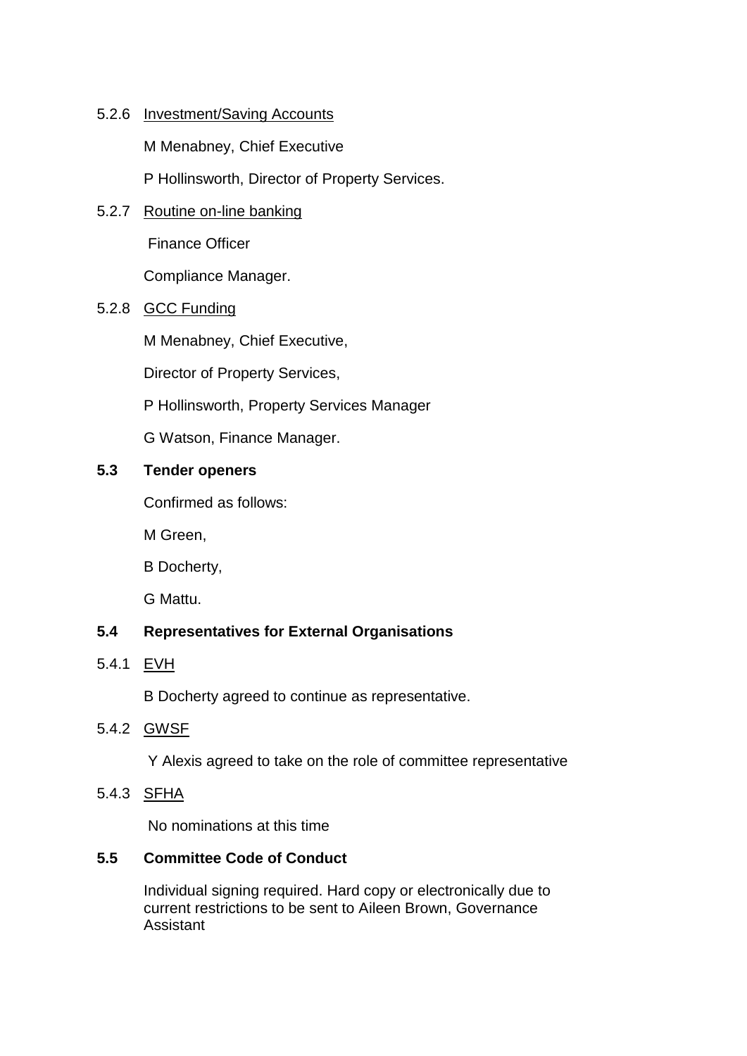5.2.6 Investment/Saving Accounts

M Menabney, Chief Executive

P Hollinsworth, Director of Property Services.

5.2.7 Routine on-line banking

Finance Officer

Compliance Manager.

5.2.8 GCC Funding

M Menabney, Chief Executive,

Director of Property Services,

P Hollinsworth, Property Services Manager

G Watson, Finance Manager.

**5.3 Tender openers**

Confirmed as follows:

M Green,

B Docherty,

G Mattu.

**5.4 Representatives for External Organisations**

5.4.1 EVH

B Docherty agreed to continue as representative.

5.4.2 GWSF

Y Alexis agreed to take on the role of committee representative

5.4.3 SFHA

No nominations at this time

**5.5 Committee Code of Conduct**

Individual signing required. Hard copy or electronically due to current restrictions to be sent to Aileen Brown, Governance Assistant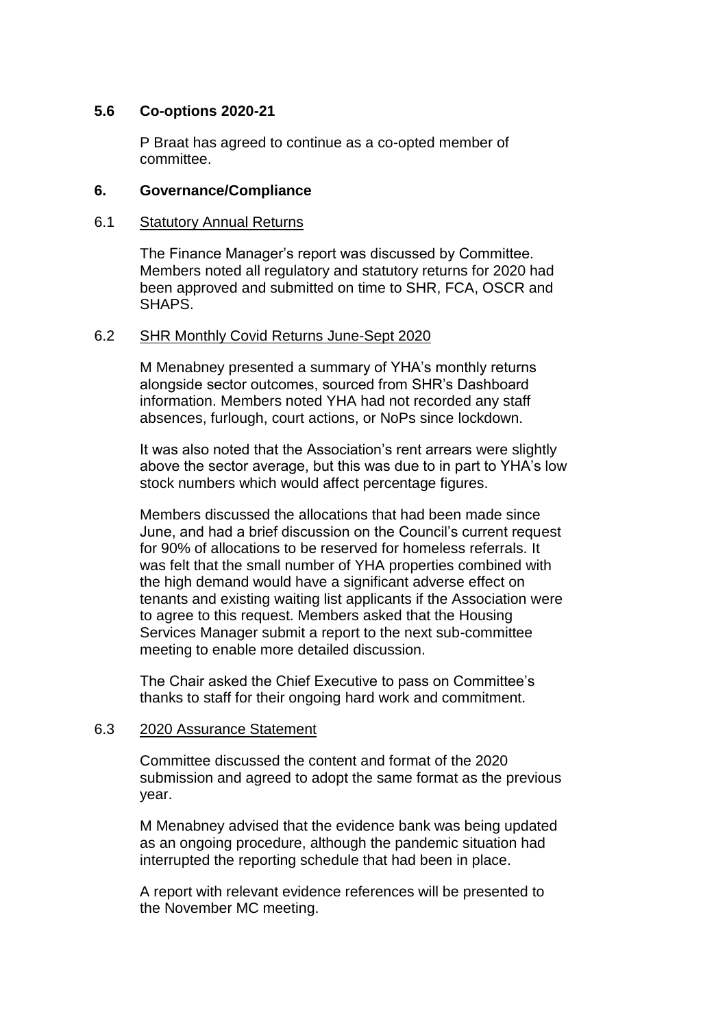### 5.6 Co-options 2020-21

P Braat has agreed to continue as a co-opted member of committee.

## 6. Governance/Compliance

6.1 Statutory Annual Returns

The Finance Manager's report was discussed by Committee. Members noted all regulatory and statutory returns for 2020 had been approved and submitted on time to SHR, FCA, OSCR and SHAPS.

6.2 SHR Monthly Covid Returns June-Sept 2020

M Menabney presented a summary of YHA's monthly returns alongside sector outcomes, sourced from SHR's Dashboard information. Members noted YHA had not recorded any staff absences, furlough, court actions, or NoPs since lockdown.

It was also noted that the Association's rent arrears were slightly above the sector average, but this was due to in part to YHA's low stock numbers which would affect percentage figures.

Members discussed the allocations that had been made since June, and had a brief discussion on the Council's current request for 90% of allocations to be reserved for homeless referrals. It was felt that the small number of YHA properties combined with the high demand would have a significant adverse effect on tenants and existing waiting list applicants if the Association were to agree to this request. Members asked that the Housing Services Manager submit a report to the next sub-committee meeting to enable more detailed discussion.

The Chair asked the Chief Executive to pass on Committee's thanks to staff for their ongoing hard work and commitment.

6.3 2020 Assurance Statement

Committee discussed the content and format of the 2020 submission and agreed to adopt the same format as the previous year.

M Menabney advised that the evidence bank was being updated as an ongoing procedure, although the pandemic situation had interrupted the reporting schedule that had been in place.

A report with relevant evidence references will be presented to the November MC meeting.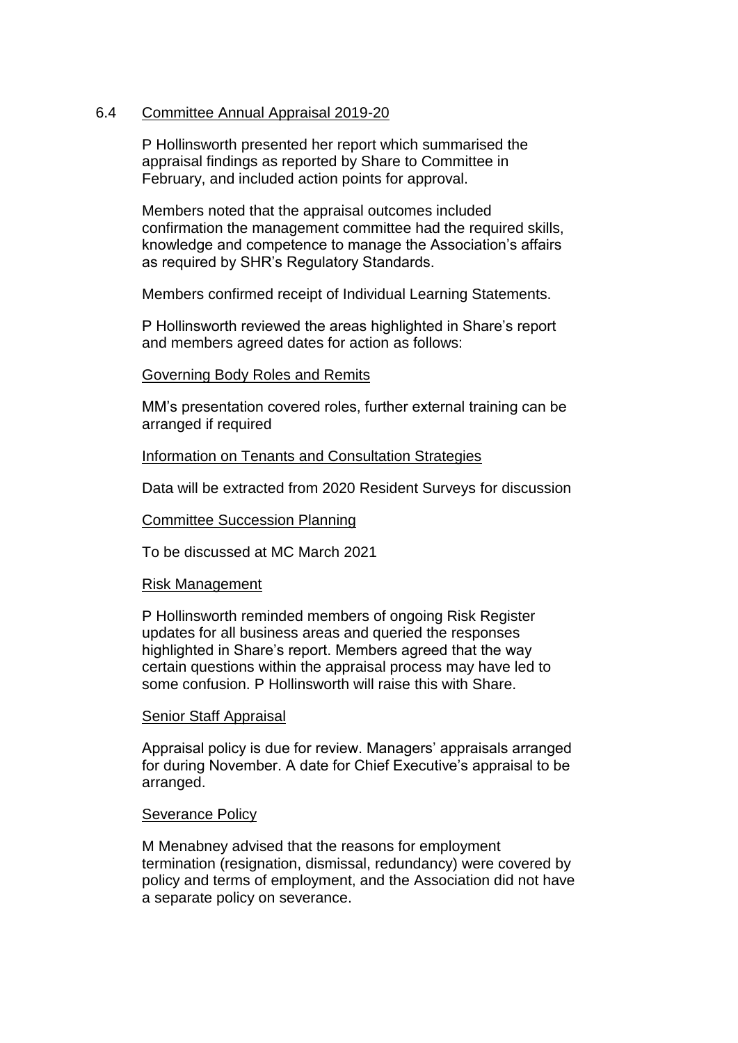## 6.4 Committee Annual Appraisal 2019-20

P Hollinsworth presented her report which summarised the appraisal findings as reported by Share to Committee in February, and included action points for approval.

Members noted that the appraisal outcomes included confirmation the management committee had the required skills, knowledge and competence to manage the Association's affairs as required by SHR's Regulatory Standards.

Members confirmed receipt of Individual Learning Statements.

P Hollinsworth reviewed the areas highlighted in Share's report and members agreed dates for action as follows:

### Governing Body Roles and Remits

MM's presentation covered roles, further external training can be arranged if required

### Information on Tenants and Consultation Strategies

Data will be extracted from 2020 Resident Surveys for discussion

### Committee Succession Planning

To be discussed at MC March 2021

### Risk Management

P Hollinsworth reminded members of ongoing Risk Register updates for all business areas and queried the responses highlighted in Share's report. Members agreed that the way certain questions within the appraisal process may have led to some confusion. P Hollinsworth will raise this with Share.

### Senior Staff Appraisal

Appraisal policy is due for review. Managers' appraisals arranged for during November. A date for Chief Executive's appraisal to be arranged.

### Severance Policy

M Menabney advised that the reasons for employment termination (resignation, dismissal, redundancy) were covered by policy and terms of employment, and the Association did not have a separate policy on severance.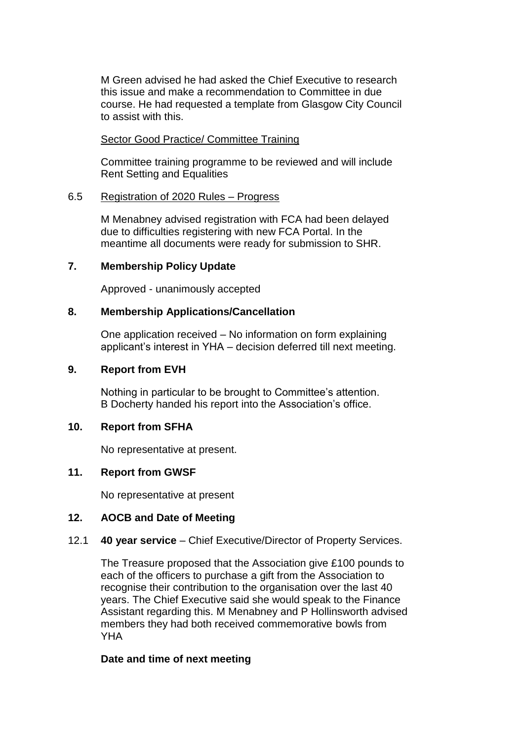M Green advised he had asked the Chief Executive to research this issue and make a recommendation to Committee in due course. He had requested a template from Glasgow City Council to assist with this.

Sector Good Practice/ Committee Training

Committee training programme to be reviewed and will include Rent Setting and Equalities

6.5 Registration of 2020 Rules – Progress

M Menabney advised registration with FCA had been delayed due to difficulties registering with new FCA Portal. In the meantime all documents were ready for submission to SHR.

**7. Membership Policy Update**

Approved - unanimously accepted

**8. Membership Applications/Cancellation**

One application received – No information on form explaining applicant's interest in YHA – decision deferred till next meeting.

**9. Report from EVH**

Nothing in particular to be brought to Committee's attention. B Docherty handed his report into the Association's office.

**10. Report from SFHA**

No representative at present.

**11. Report from GWSF**

No representative at present

**12. AOCB and Date of Meeting**

12.1 **40 year service** – Chief Executive/Director of Property Services.

The Treasure proposed that the Association give £100 pounds to each of the officers to purchase a gift from the Association to recognise their contribution to the organisation over the last 40 years. The Chief Executive said she would speak to the Finance Assistant regarding this. M Menabney and P Hollinsworth advised members they had both received commemorative bowls from YHA

**Date and time of next meeting**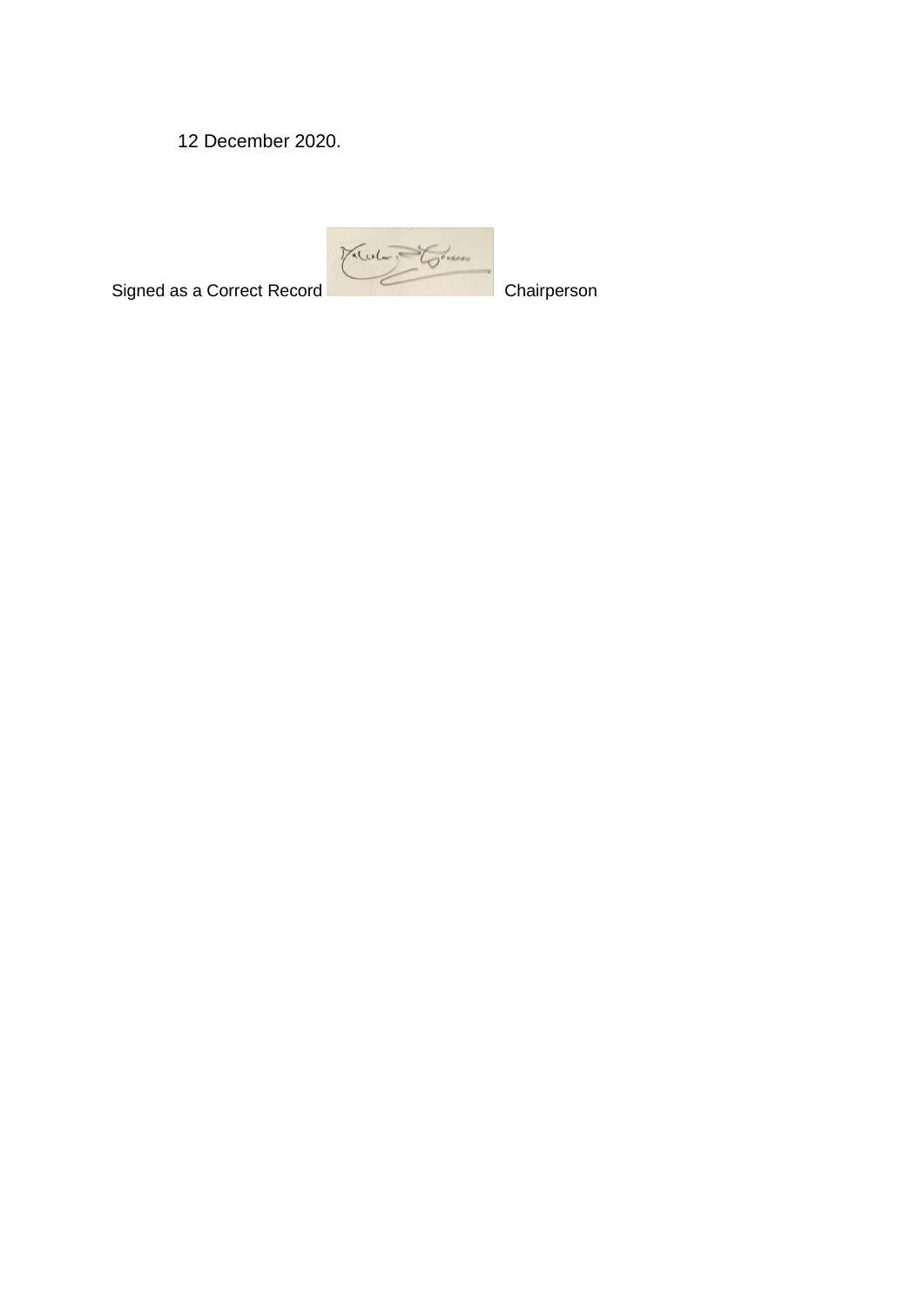12 December 2020.

Signed as a Correct Record Chairperson